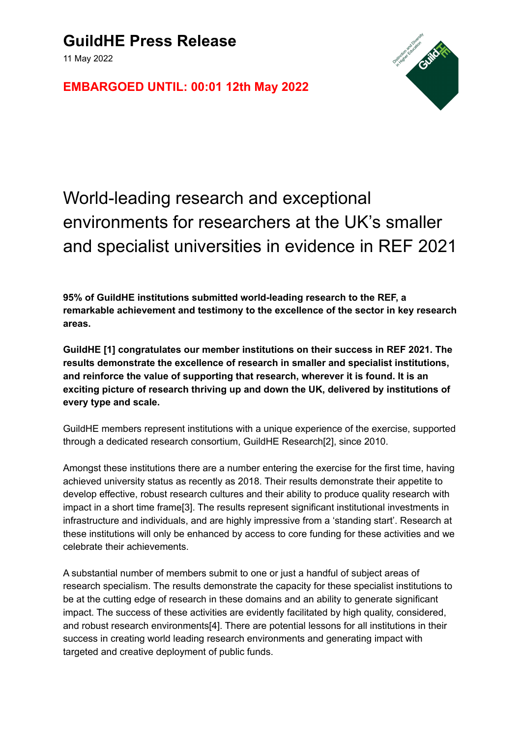# GuildHE Press Release

11 May 2022

**EMBARGOED UNTIL: 00:01 12th May 2022**

## World-leading research and exceptional environments for researchers at the UK's smaller and specialist universities in evidence in REF 2021

**95% of GuildHE institutions submitted world-leading research to the REF, a remarkable achievement and testimony to the excellence of the sector in key research areas.**

**GuildHE [1] congratulates our member institutions on their success in REF 2021. The results demonstrate the excellence of research in smaller and specialist institutions, and reinforce the value of supporting that research, wherever it is found. It is an exciting picture of research thriving up and down the UK, delivered by institutions of every type and scale.**

GuildHE members represent institutions with a unique experience of the exercise, supported through a dedicated research consortium, GuildHE Research[2], since 2010.

Amongst these institutions there are a number entering the exercise for the first time, having achieved university status as recently as 2018. Their results demonstrate their appetite to develop effective, robust research cultures and their ability to produce quality research with impact in a short time frame[3]. The results represent significant institutional investments in infrastructure and individuals, and are highly impressive from a 'standing start'. Research at these institutions will only be enhanced by access to core funding for these activities and we celebrate their achievements.

A substantial number of members submit to one or just a handful of subject areas of research specialism. The results demonstrate the capacity for these specialist institutions to be at the cutting edge of research in these domains and an ability to generate significant impact. The success of these activities are evidently facilitated by high quality, considered, and robust research environments[4]. There are potential lessons for all institutions in their success in creating world leading research environments and generating impact with targeted and creative deployment of public funds.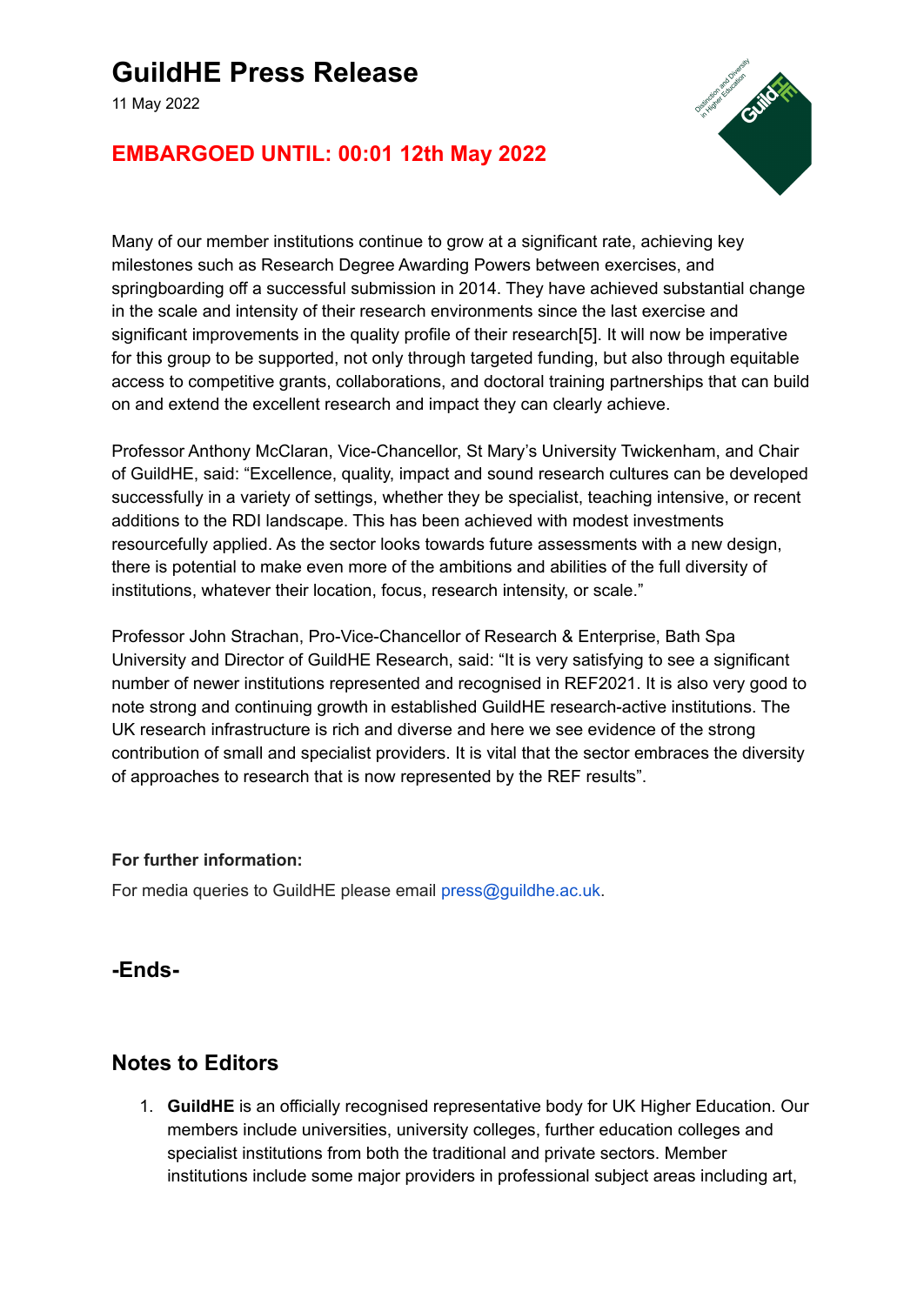# GuildHE Press Release

11 May 2022

## EMBARGOED UNTIL: 00:01 12th May 2022

Many of our member institutions continue to grow at a significant rate, achieving key milestones such as Research Degree Awarding Powers between exercises, and springboarding off a successful submission in 2014. They have achieved substantial change in the scale and intensity of their research environments since the last exercise and significant improvements in the quality profile of their research[5]. It will now be imperative for this group to be supported, not only through targeted funding, but also through equitable access to competitive grants, collaborations, and doctoral training partnerships that can build on and extend the excellent research and impact they can clearly achieve.

Professor Anthony McClaran, Vice-Chancellor, St Mary's University Twickenham, and Chair of GuildHE, said: "Excellence, quality, impact and sound research cultures can be developed successfully in a variety of settings, whether they be specialist, teaching intensive, or recent additions to the RDI landscape. This has been achieved with modest investments resourcefully applied. As the sector looks towards future assessments with a new design, there is potential to make even more of the ambitions and abilities of the full diversity of institutions, whatever their location, focus, research intensity, or scale."

Professor John Strachan, Pro-Vice-Chancellor of Research & Enterprise, Bath Spa University and Director of GuildHE Research, said: "It is very satisfying to see a significant number of newer institutions represented and recognised in REF2021. It is also very good to note strong and continuing growth in established GuildHE research-active institutions. The UK research infrastructure is rich and diverse and here we see evidence of the strong contribution of small and specialist providers. It is vital that the sector embraces the diversity of approaches to research that is now represented by the REF results".

**For further information:**

For media queries to GuildHE please email press@guildhe.ac.uk.

## -Ends-

## Notes to Editors

1. **GuildHE** is an officially recognised representative body for UK Higher Education. Our members include universities, university colleges, further education colleges and specialist institutions from both the traditional and private sectors. Member institutions include some major providers in professional subject areas including art,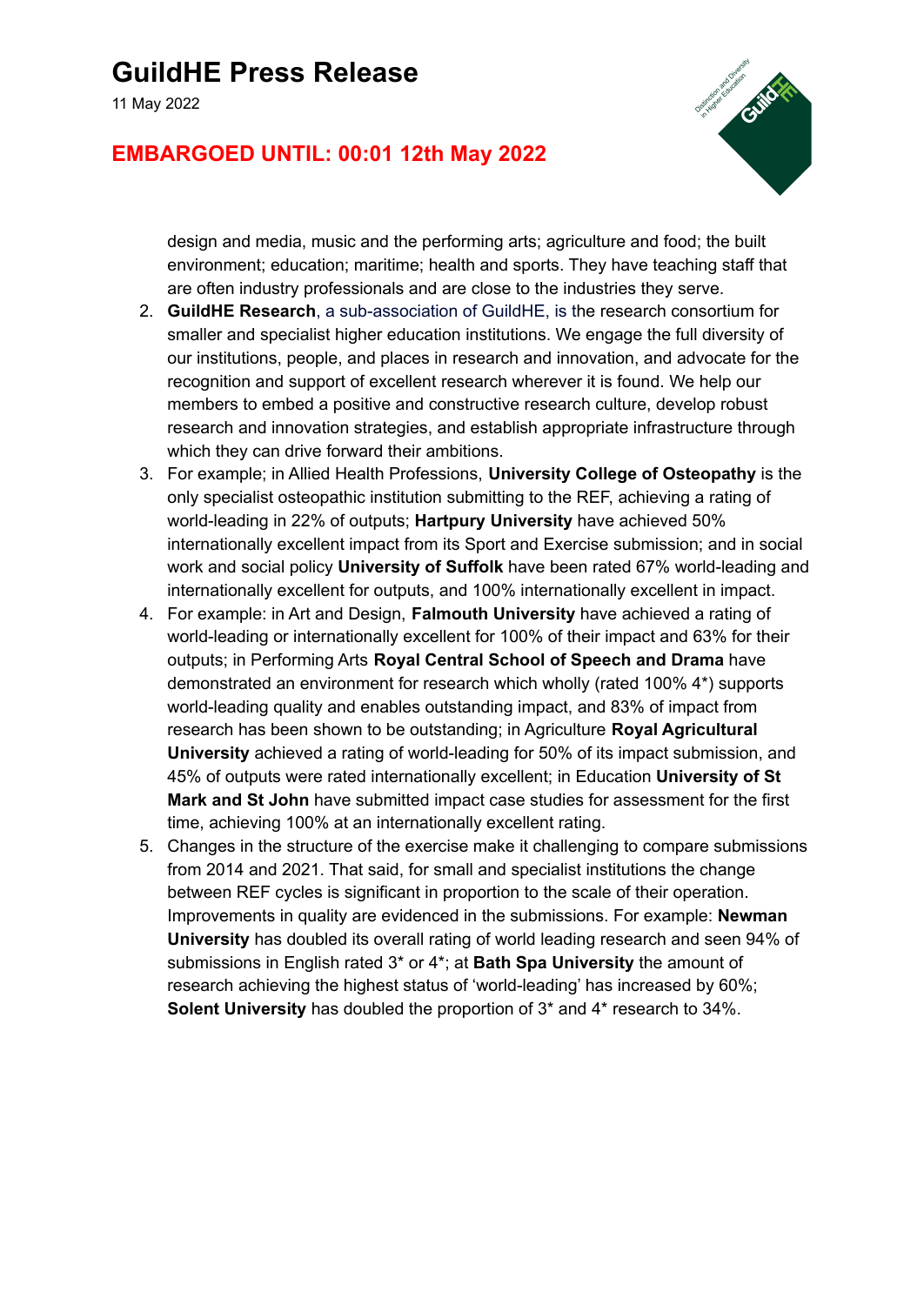# GuildHE Press Release

11 May 2022

## EMBARGOED UNTIL: 00:01 12th May 2022

design and media, music and the performing arts; agriculture and food; the built environment; education; maritime; health and sports. They have teaching staff that are often industry professionals and are close to the industries they serve.

2. **GuildHE Research**, a sub-association of GuildHE, is the research consortium for smaller and specialist higher education institutions. We engage the full diversity of our institutions, people, and places in research and innovation, and advocate for the recognition and support of excellent research wherever it is found. We help our members to embed a positive and constructive research culture, develop robust research and innovation strategies, and establish appropriate infrastructure through which they can drive forward their ambitions.
3. For example; in Allied Health Professions, **University College of Osteopathy** is the only specialist osteopathic institution submitting to the REF, achieving a rating of world-leading in 22% of outputs; **Hartpury University** have achieved 50% internationally excellent impact from its Sport and Exercise submission; and in social work and social policy **University of Suffolk** have been rated 67% world-leading and internationally excellent for outputs, and 100% internationally excellent in impact.
4. For example: in Art and Design, **Falmouth University** have achieved a rating of world-leading or internationally excellent for 100% of their impact and 63% for their outputs; in Performing Arts **Royal Central School of Speech and Drama** have demonstrated an environment for research which wholly (rated 100% 4*) supports world-leading quality and enables outstanding impact, and 83% of impact from research has been shown to be outstanding; in Agriculture **Royal Agricultural University** achieved a rating of world-leading for 50% of its impact submission, and 45% of outputs were rated internationally excellent; in Education **University of St Mark and St John** have submitted impact case studies for assessment for the first time, achieving 100% at an internationally excellent rating.
5. Changes in the structure of the exercise make it challenging to compare submissions from 2014 and 2021. That said, for small and specialist institutions the change between REF cycles is significant in proportion to the scale of their operation. Improvements in quality are evidenced in the submissions. For example: **Newman University** has doubled its overall rating of world leading research and seen 94% of submissions in English rated 3* or 4*; at **Bath Spa University** the amount of research achieving the highest status of 'world-leading' has increased by 60%; **Solent University** has doubled the proportion of 3* and 4* research to 34%.